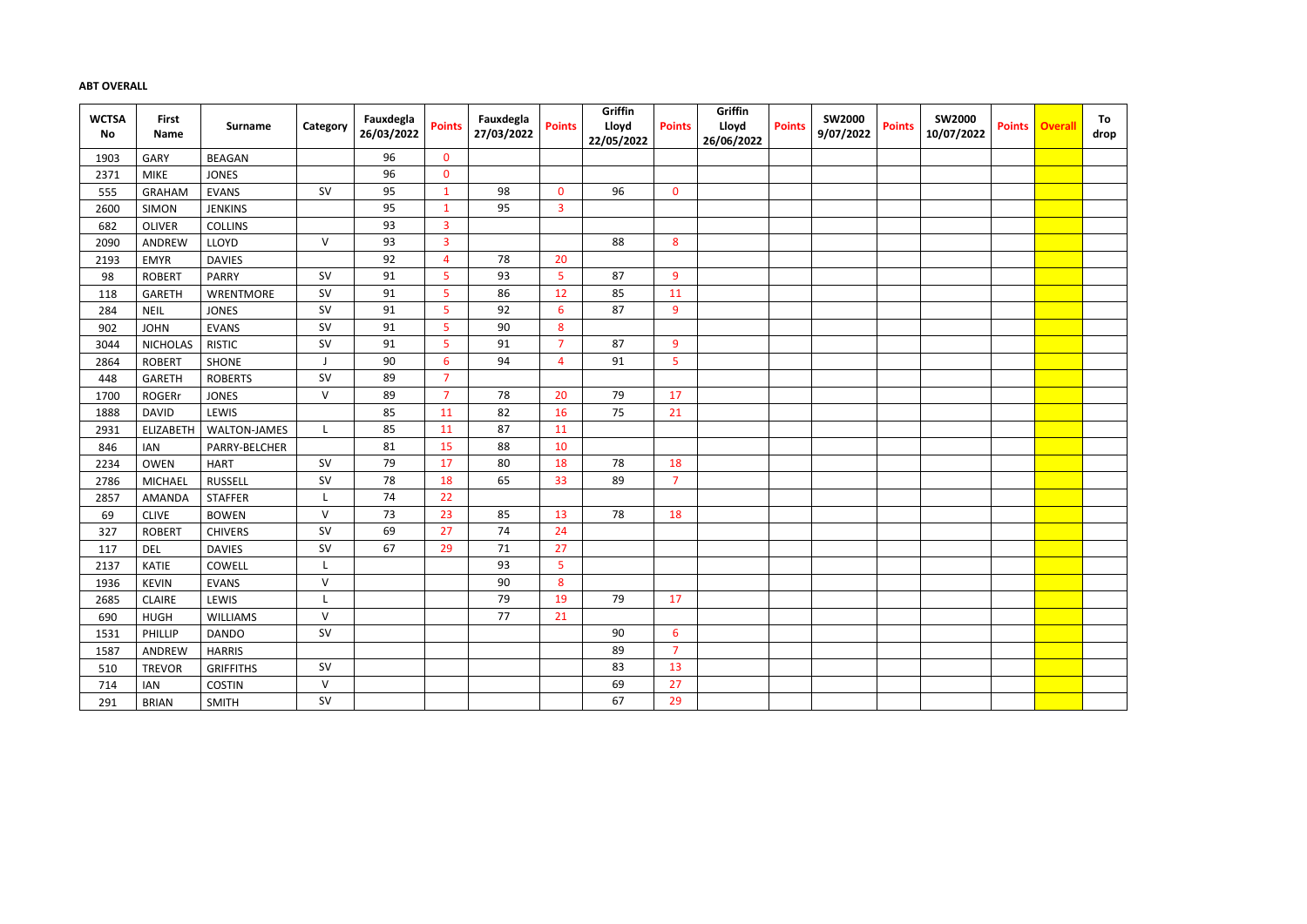**ABT OVERALL**

| WCTSA No | First Name | Surname | Category | Fauxdegla 26/03/2022 | Points | Fauxdegla 27/03/2022 | Points | Griffin Lloyd 22/05/2022 | Points | Griffin Lloyd 26/06/2022 | Points | SW2000 9/07/2022 | Points | SW2000 10/07/2022 | Points | Overall | To drop |
|---|---|---|---|---|---|---|---|---|---|---|---|---|---|---|---|---|---|
| 1903 | GARY | BEAGAN | | 96 | 0 | | | | | | | | | | | | |
| 2371 | MIKE | JONES | | 96 | 0 | | | | | | | | | | | | |
| 555 | GRAHAM | EVANS | SV | 95 | 1 | 98 | 0 | 96 | 0 | | | | | | | | |
| 2600 | SIMON | JENKINS | | 95 | 1 | 95 | 3 | | | | | | | | | | |
| 682 | OLIVER | COLLINS | | 93 | 3 | | | | | | | | | | | | |
| 2090 | ANDREW | LLOYD | V | 93 | 3 | | | 88 | 8 | | | | | | | | |
| 2193 | EMYR | DAVIES | | 92 | 4 | 78 | 20 | | | | | | | | | | |
| 98 | ROBERT | PARRY | SV | 91 | 5 | 93 | 5 | 87 | 9 | | | | | | | | |
| 118 | GARETH | WRENTMORE | SV | 91 | 5 | 86 | 12 | 85 | 11 | | | | | | | | |
| 284 | NEIL | JONES | SV | 91 | 5 | 92 | 6 | 87 | 9 | | | | | | | | |
| 902 | JOHN | EVANS | SV | 91 | 5 | 90 | 8 | | | | | | | | | | |
| 3044 | NICHOLAS | RISTIC | SV | 91 | 5 | 91 | 7 | 87 | 9 | | | | | | | | |
| 2864 | ROBERT | SHONE | J | 90 | 6 | 94 | 4 | 91 | 5 | | | | | | | | |
| 448 | GARETH | ROBERTS | SV | 89 | 7 | | | | | | | | | | | | |
| 1700 | ROGERr | JONES | V | 89 | 7 | 78 | 20 | 79 | 17 | | | | | | | | |
| 1888 | DAVID | LEWIS | | 85 | 11 | 82 | 16 | 75 | 21 | | | | | | | | |
| 2931 | ELIZABETH | WALTON-JAMES | L | 85 | 11 | 87 | 11 | | | | | | | | | | |
| 846 | IAN | PARRY-BELCHER | | 81 | 15 | 88 | 10 | | | | | | | | | | |
| 2234 | OWEN | HART | SV | 79 | 17 | 80 | 18 | 78 | 18 | | | | | | | | |
| 2786 | MICHAEL | RUSSELL | SV | 78 | 18 | 65 | 33 | 89 | 7 | | | | | | | | |
| 2857 | AMANDA | STAFFER | L | 74 | 22 | | | | | | | | | | | | |
| 69 | CLIVE | BOWEN | V | 73 | 23 | 85 | 13 | 78 | 18 | | | | | | | | |
| 327 | ROBERT | CHIVERS | SV | 69 | 27 | 74 | 24 | | | | | | | | | | |
| 117 | DEL | DAVIES | SV | 67 | 29 | 71 | 27 | | | | | | | | | | |
| 2137 | KATIE | COWELL | L | | | 93 | 5 | | | | | | | | | | |
| 1936 | KEVIN | EVANS | V | | | 90 | 8 | | | | | | | | | | |
| 2685 | CLAIRE | LEWIS | L | | | 79 | 19 | 79 | 17 | | | | | | | | |
| 690 | HUGH | WILLIAMS | V | | | 77 | 21 | | | | | | | | | | |
| 1531 | PHILLIP | DANDO | SV | | | | | 90 | 6 | | | | | | | | |
| 1587 | ANDREW | HARRIS | | | | | | 89 | 7 | | | | | | | | |
| 510 | TREVOR | GRIFFITHS | SV | | | | | 83 | 13 | | | | | | | | |
| 714 | IAN | COSTIN | V | | | | | 69 | 27 | | | | | | | | |
| 291 | BRIAN | SMITH | SV | | | | | 67 | 29 | | | | | | | | |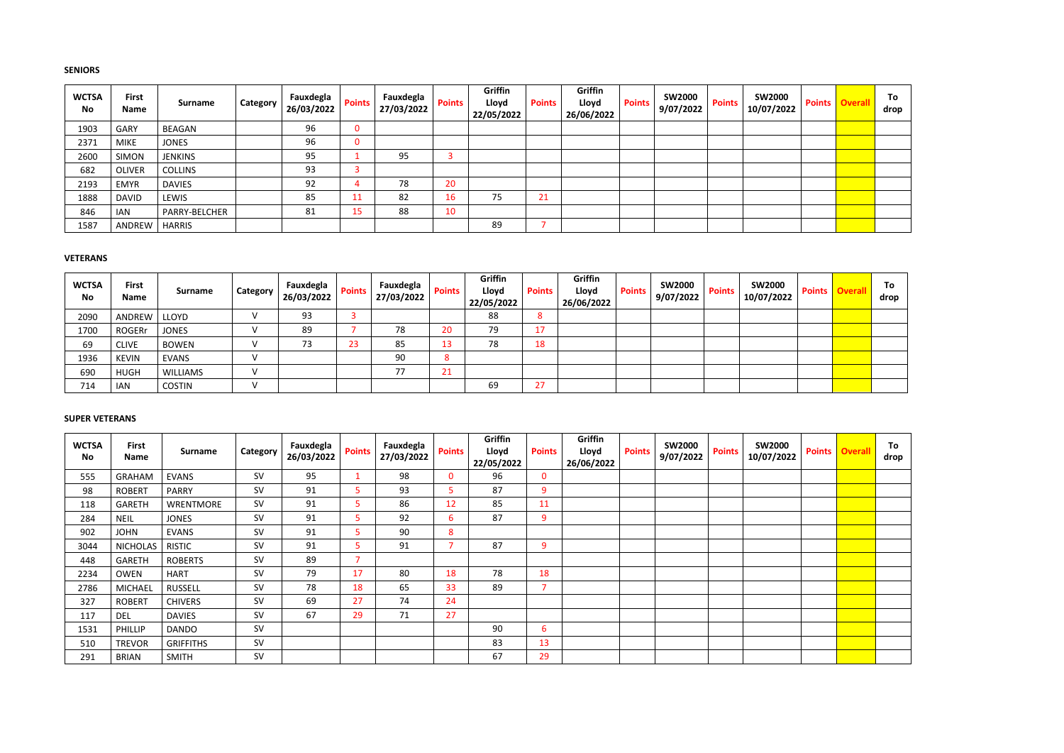**SENIORS**

| WCTSA No | First Name | Surname | Category | Fauxdegla 26/03/2022 | Points | Fauxdegla 27/03/2022 | Points | Griffin Lloyd 22/05/2022 | Points | Griffin Lloyd 26/06/2022 | Points | SW2000 9/07/2022 | Points | SW2000 10/07/2022 | Points | Overall | To drop |
|---|---|---|---|---|---|---|---|---|---|---|---|---|---|---|---|---|---|
| 1903 | GARY | BEAGAN | | 96 | 0 | | | | | | | | | | | | |
| 2371 | MIKE | JONES | | 96 | 0 | | | | | | | | | | | | |
| 2600 | SIMON | JENKINS | | 95 | 1 | 95 | 3 | | | | | | | | | | |
| 682 | OLIVER | COLLINS | | 93 | 3 | | | | | | | | | | | | |
| 2193 | EMYR | DAVIES | | 92 | 4 | 78 | 20 | | | | | | | | | | |
| 1888 | DAVID | LEWIS | | 85 | 11 | 82 | 16 | 75 | 21 | | | | | | | | |
| 846 | IAN | PARRY-BELCHER | | 81 | 15 | 88 | 10 | | | | | | | | | | |
| 1587 | ANDREW | HARRIS | | | | | | 89 | 7 | | | | | | | | |

**VETERANS**

| WCTSA No | First Name | Surname | Category | Fauxdegla 26/03/2022 | Points | Fauxdegla 27/03/2022 | Points | Griffin Lloyd 22/05/2022 | Points | Griffin Lloyd 26/06/2022 | Points | SW2000 9/07/2022 | Points | SW2000 10/07/2022 | Points | Overall | To drop |
|---|---|---|---|---|---|---|---|---|---|---|---|---|---|---|---|---|---|
| 2090 | ANDREW | LLOYD | V | 93 | 3 | | | 88 | 8 | | | | | | | | |
| 1700 | ROGERr | JONES | V | 89 | 7 | 78 | 20 | 79 | 17 | | | | | | | | |
| 69 | CLIVE | BOWEN | V | 73 | 23 | 85 | 13 | 78 | 18 | | | | | | | | |
| 1936 | KEVIN | EVANS | V | | | 90 | 8 | | | | | | | | | | |
| 690 | HUGH | WILLIAMS | V | | | 77 | 21 | | | | | | | | | | |
| 714 | IAN | COSTIN | V | | | | | 69 | 27 | | | | | | | | |

**SUPER VETERANS**

| WCTSA No | First Name | Surname | Category | Fauxdegla 26/03/2022 | Points | Fauxdegla 27/03/2022 | Points | Griffin Lloyd 22/05/2022 | Points | Griffin Lloyd 26/06/2022 | Points | SW2000 9/07/2022 | Points | SW2000 10/07/2022 | Points | Overall | To drop |
|---|---|---|---|---|---|---|---|---|---|---|---|---|---|---|---|---|---|
| 555 | GRAHAM | EVANS | SV | 95 | 1 | 98 | 0 | 96 | 0 | | | | | | | | |
| 98 | ROBERT | PARRY | SV | 91 | 5 | 93 | 5 | 87 | 9 | | | | | | | | |
| 118 | GARETH | WRENTMORE | SV | 91 | 5 | 86 | 12 | 85 | 11 | | | | | | | | |
| 284 | NEIL | JONES | SV | 91 | 5 | 92 | 6 | 87 | 9 | | | | | | | | |
| 902 | JOHN | EVANS | SV | 91 | 5 | 90 | 8 | | | | | | | | | | |
| 3044 | NICHOLAS | RISTIC | SV | 91 | 5 | 91 | 7 | 87 | 9 | | | | | | | | |
| 448 | GARETH | ROBERTS | SV | 89 | 7 | | | | | | | | | | | | |
| 2234 | OWEN | HART | SV | 79 | 17 | 80 | 18 | 78 | 18 | | | | | | | | |
| 2786 | MICHAEL | RUSSELL | SV | 78 | 18 | 65 | 33 | 89 | 7 | | | | | | | | |
| 327 | ROBERT | CHIVERS | SV | 69 | 27 | 74 | 24 | | | | | | | | | | |
| 117 | DEL | DAVIES | SV | 67 | 29 | 71 | 27 | | | | | | | | | | |
| 1531 | PHILLIP | DANDO | SV | | | | | 90 | 6 | | | | | | | | |
| 510 | TREVOR | GRIFFITHS | SV | | | | | 83 | 13 | | | | | | | | |
| 291 | BRIAN | SMITH | SV | | | | | 67 | 29 | | | | | | | | |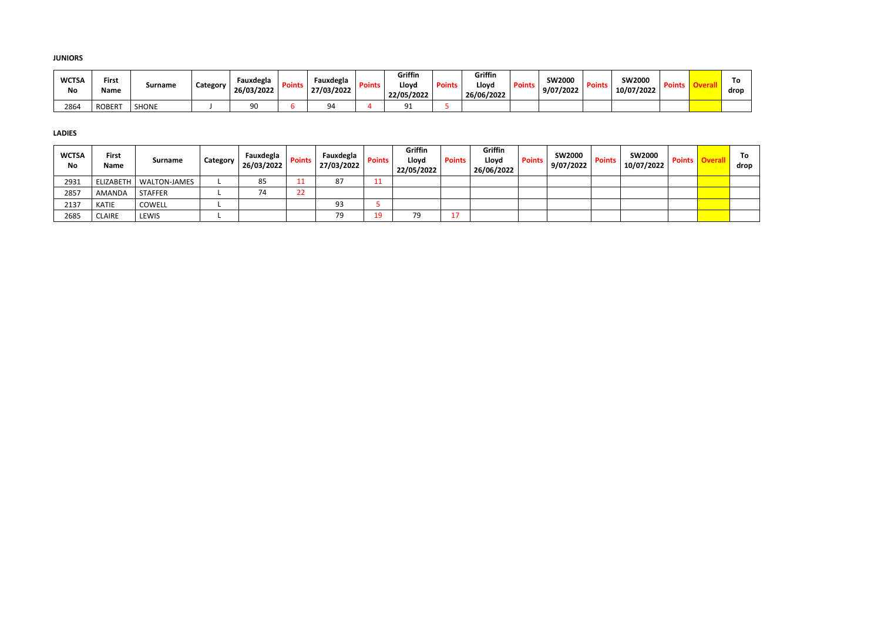**JUNIORS**

| WCTSA No | First Name | Surname | Category | Fauxdegla 26/03/2022 | Points | Fauxdegla 27/03/2022 | Points | Griffin Lloyd 22/05/2022 | Points | Griffin Lloyd 26/06/2022 | Points | SW2000 9/07/2022 | Points | SW2000 10/07/2022 | Points | Overall | To drop |
|---|---|---|---|---|---|---|---|---|---|---|---|---|---|---|---|---|---|
| 2864 | ROBERT | SHONE | J | 90 | 6 | 94 | 4 | 91 | 5 | | | | | | | | |

**LADIES**

| WCTSA No | First Name | Surname | Category | Fauxdegla 26/03/2022 | Points | Fauxdegla 27/03/2022 | Points | Griffin Lloyd 22/05/2022 | Points | Griffin Lloyd 26/06/2022 | Points | SW2000 9/07/2022 | Points | SW2000 10/07/2022 | Points | Overall | To drop |
|---|---|---|---|---|---|---|---|---|---|---|---|---|---|---|---|---|---|
| 2931 | ELIZABETH | WALTON-JAMES | L | 85 | 11 | 87 | 11 | | | | | | | | | | |
| 2857 | AMANDA | STAFFER | L | 74 | 22 | | | | | | | | | | | | |
| 2137 | KATIE | COWELL | L | | | 93 | 5 | | | | | | | | | | |
| 2685 | CLAIRE | LEWIS | L | | | 79 | 19 | 79 | 17 | | | | | | | | |